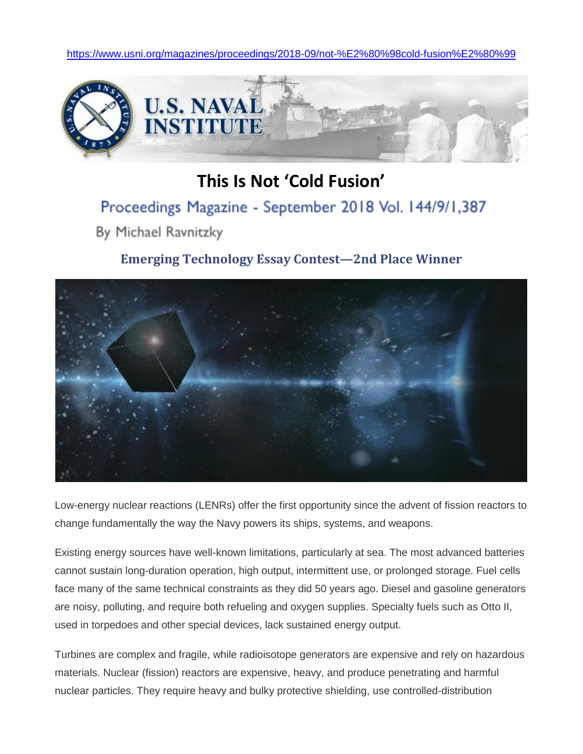https://www.usni.org/magazines/proceedings/2018-09/not-%E2%80%98cold-fusion%E2%80%99

# This Is Not 'Cold Fusion'

Proceedings Magazine - September 2018 Vol. 144/9/1,387

By Michael Ravnitzky

## Emerging Technology Essay Contest—2nd Place Winner

Low-energy nuclear reactions (LENRs) offer the first opportunity since the advent of fission reactors to change fundamentally the way the Navy powers its ships, systems, and weapons.

Existing energy sources have well-known limitations, particularly at sea. The most advanced batteries cannot sustain long-duration operation, high output, intermittent use, or prolonged storage. Fuel cells face many of the same technical constraints as they did 50 years ago. Diesel and gasoline generators are noisy, polluting, and require both refueling and oxygen supplies. Specialty fuels such as Otto II, used in torpedoes and other special devices, lack sustained energy output.

Turbines are complex and fragile, while radioisotope generators are expensive and rely on hazardous materials. Nuclear (fission) reactors are expensive, heavy, and produce penetrating and harmful nuclear particles. They require heavy and bulky protective shielding, use controlled-distribution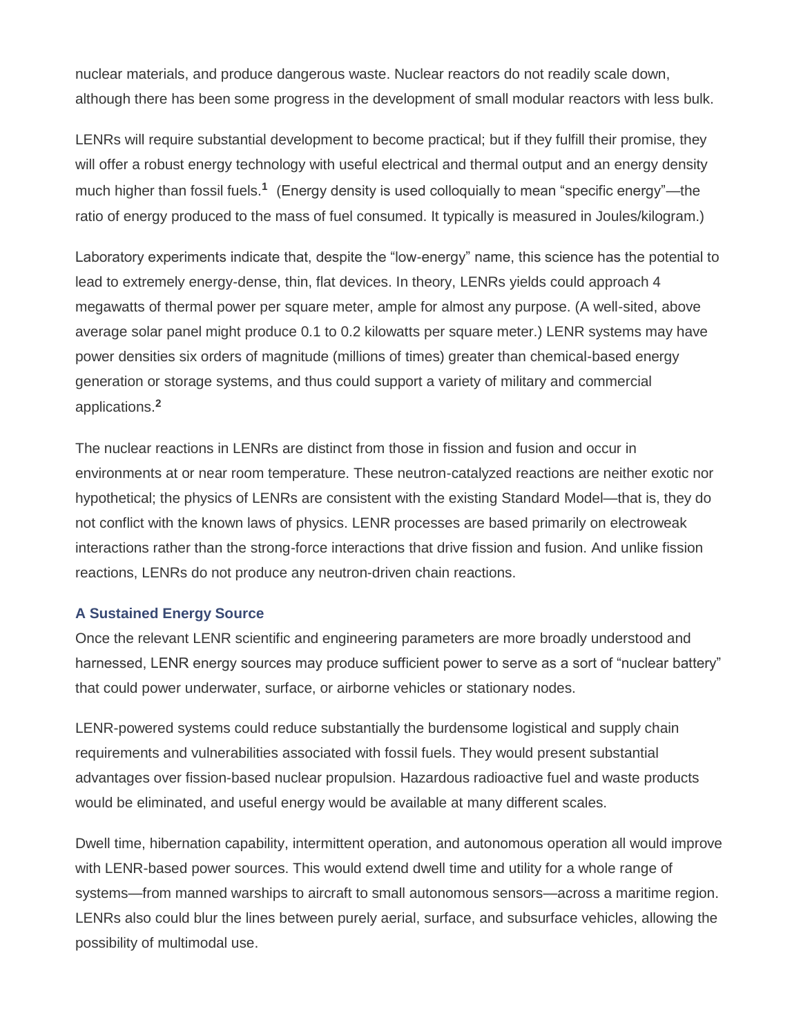nuclear materials, and produce dangerous waste. Nuclear reactors do not readily scale down, although there has been some progress in the development of small modular reactors with less bulk.

LENRs will require substantial development to become practical; but if they fulfill their promise, they will offer a robust energy technology with useful electrical and thermal output and an energy density much higher than fossil fuels.[1] (Energy density is used colloquially to mean "specific energy"—the ratio of energy produced to the mass of fuel consumed. It typically is measured in Joules/kilogram.)

Laboratory experiments indicate that, despite the "low-energy" name, this science has the potential to lead to extremely energy-dense, thin, flat devices. In theory, LENRs yields could approach 4 megawatts of thermal power per square meter, ample for almost any purpose. (A well-sited, above average solar panel might produce 0.1 to 0.2 kilowatts per square meter.) LENR systems may have power densities six orders of magnitude (millions of times) greater than chemical-based energy generation or storage systems, and thus could support a variety of military and commercial applications.[2]

The nuclear reactions in LENRs are distinct from those in fission and fusion and occur in environments at or near room temperature. These neutron-catalyzed reactions are neither exotic nor hypothetical; the physics of LENRs are consistent with the existing Standard Model—that is, they do not conflict with the known laws of physics. LENR processes are based primarily on electroweak interactions rather than the strong-force interactions that drive fission and fusion. And unlike fission reactions, LENRs do not produce any neutron-driven chain reactions.

### A Sustained Energy Source

Once the relevant LENR scientific and engineering parameters are more broadly understood and harnessed, LENR energy sources may produce sufficient power to serve as a sort of "nuclear battery" that could power underwater, surface, or airborne vehicles or stationary nodes.

LENR-powered systems could reduce substantially the burdensome logistical and supply chain requirements and vulnerabilities associated with fossil fuels. They would present substantial advantages over fission-based nuclear propulsion. Hazardous radioactive fuel and waste products would be eliminated, and useful energy would be available at many different scales.

Dwell time, hibernation capability, intermittent operation, and autonomous operation all would improve with LENR-based power sources. This would extend dwell time and utility for a whole range of systems—from manned warships to aircraft to small autonomous sensors—across a maritime region. LENRs also could blur the lines between purely aerial, surface, and subsurface vehicles, allowing the possibility of multimodal use.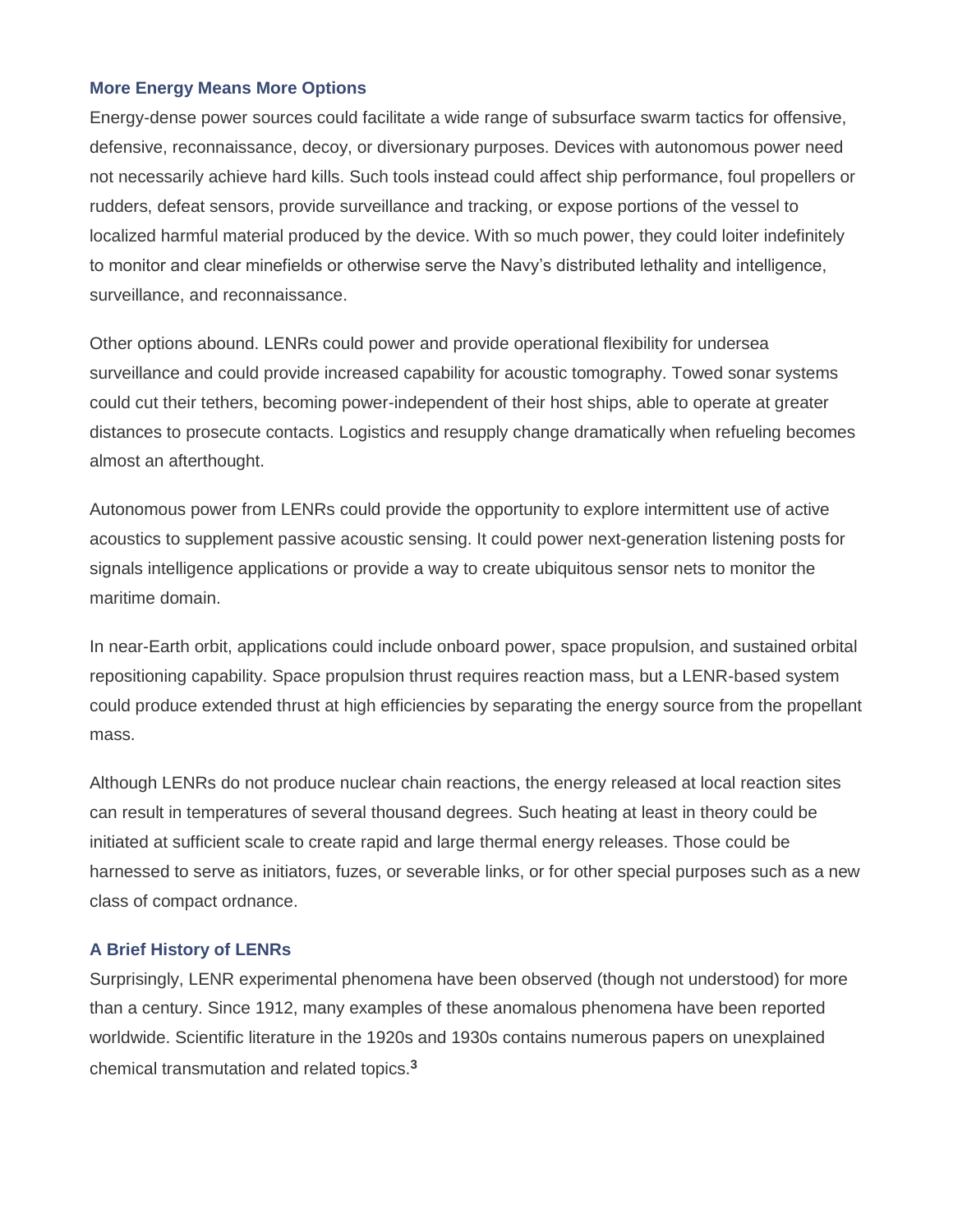### More Energy Means More Options

Energy-dense power sources could facilitate a wide range of subsurface swarm tactics for offensive, defensive, reconnaissance, decoy, or diversionary purposes. Devices with autonomous power need not necessarily achieve hard kills. Such tools instead could affect ship performance, foul propellers or rudders, defeat sensors, provide surveillance and tracking, or expose portions of the vessel to localized harmful material produced by the device. With so much power, they could loiter indefinitely to monitor and clear minefields or otherwise serve the Navy's distributed lethality and intelligence, surveillance, and reconnaissance.

Other options abound. LENRs could power and provide operational flexibility for undersea surveillance and could provide increased capability for acoustic tomography. Towed sonar systems could cut their tethers, becoming power-independent of their host ships, able to operate at greater distances to prosecute contacts. Logistics and resupply change dramatically when refueling becomes almost an afterthought.

Autonomous power from LENRs could provide the opportunity to explore intermittent use of active acoustics to supplement passive acoustic sensing. It could power next-generation listening posts for signals intelligence applications or provide a way to create ubiquitous sensor nets to monitor the maritime domain.

In near-Earth orbit, applications could include onboard power, space propulsion, and sustained orbital repositioning capability. Space propulsion thrust requires reaction mass, but a LENR-based system could produce extended thrust at high efficiencies by separating the energy source from the propellant mass.

Although LENRs do not produce nuclear chain reactions, the energy released at local reaction sites can result in temperatures of several thousand degrees. Such heating at least in theory could be initiated at sufficient scale to create rapid and large thermal energy releases. Those could be harnessed to serve as initiators, fuzes, or severable links, or for other special purposes such as a new class of compact ordnance.

### A Brief History of LENRs

Surprisingly, LENR experimental phenomena have been observed (though not understood) for more than a century. Since 1912, many examples of these anomalous phenomena have been reported worldwide. Scientific literature in the 1920s and 1930s contains numerous papers on unexplained chemical transmutation and related topics.[3]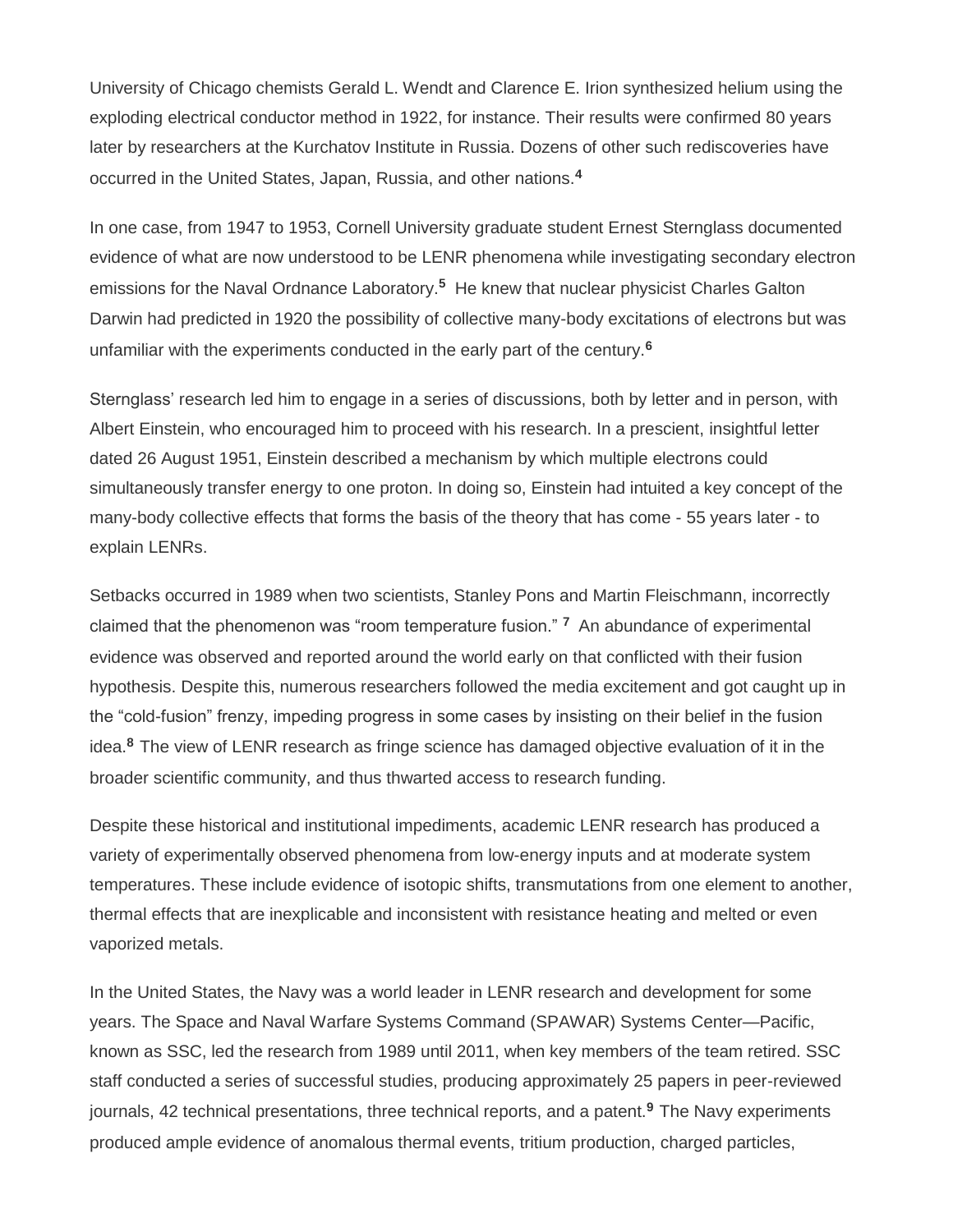University of Chicago chemists Gerald L. Wendt and Clarence E. Irion synthesized helium using the exploding electrical conductor method in 1922, for instance. Their results were confirmed 80 years later by researchers at the Kurchatov Institute in Russia. Dozens of other such rediscoveries have occurred in the United States, Japan, Russia, and other nations.[4]

In one case, from 1947 to 1953, Cornell University graduate student Ernest Sternglass documented evidence of what are now understood to be LENR phenomena while investigating secondary electron emissions for the Naval Ordnance Laboratory.[5] He knew that nuclear physicist Charles Galton Darwin had predicted in 1920 the possibility of collective many-body excitations of electrons but was unfamiliar with the experiments conducted in the early part of the century.[6]

Sternglass' research led him to engage in a series of discussions, both by letter and in person, with Albert Einstein, who encouraged him to proceed with his research. In a prescient, insightful letter dated 26 August 1951, Einstein described a mechanism by which multiple electrons could simultaneously transfer energy to one proton. In doing so, Einstein had intuited a key concept of the many-body collective effects that forms the basis of the theory that has come - 55 years later - to explain LENRs.

Setbacks occurred in 1989 when two scientists, Stanley Pons and Martin Fleischmann, incorrectly claimed that the phenomenon was "room temperature fusion." [7] An abundance of experimental evidence was observed and reported around the world early on that conflicted with their fusion hypothesis. Despite this, numerous researchers followed the media excitement and got caught up in the "cold-fusion" frenzy, impeding progress in some cases by insisting on their belief in the fusion idea.[8] The view of LENR research as fringe science has damaged objective evaluation of it in the broader scientific community, and thus thwarted access to research funding.

Despite these historical and institutional impediments, academic LENR research has produced a variety of experimentally observed phenomena from low-energy inputs and at moderate system temperatures. These include evidence of isotopic shifts, transmutations from one element to another, thermal effects that are inexplicable and inconsistent with resistance heating and melted or even vaporized metals.

In the United States, the Navy was a world leader in LENR research and development for some years. The Space and Naval Warfare Systems Command (SPAWAR) Systems Center—Pacific, known as SSC, led the research from 1989 until 2011, when key members of the team retired. SSC staff conducted a series of successful studies, producing approximately 25 papers in peer-reviewed journals, 42 technical presentations, three technical reports, and a patent.[9] The Navy experiments produced ample evidence of anomalous thermal events, tritium production, charged particles,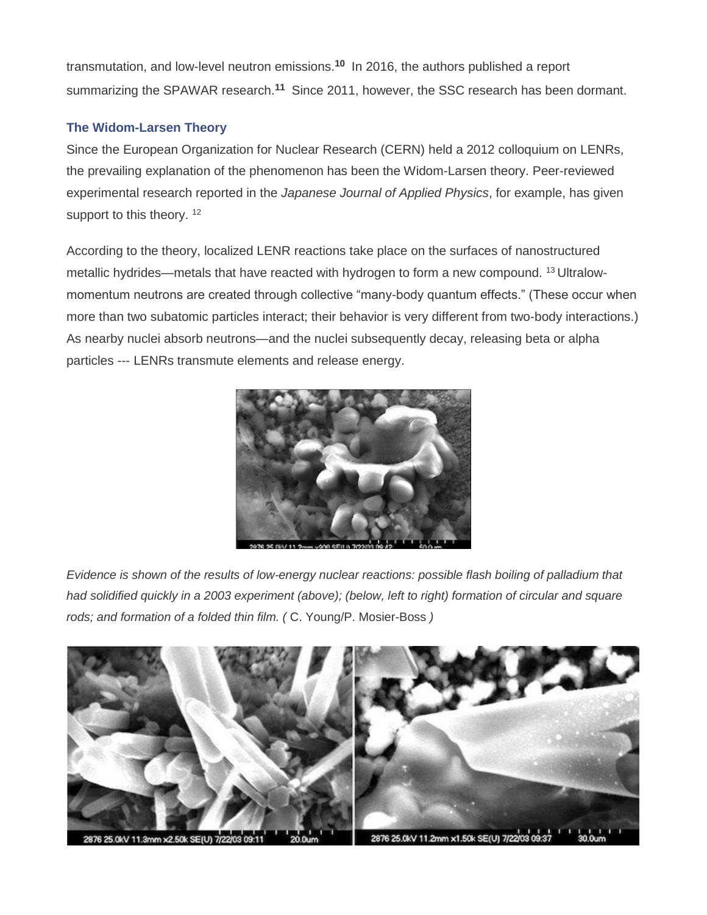transmutation, and low-level neutron emissions.[10] In 2016, the authors published a report summarizing the SPAWAR research.[11] Since 2011, however, the SSC research has been dormant.

### The Widom-Larsen Theory

Since the European Organization for Nuclear Research (CERN) held a 2012 colloquium on LENRs, the prevailing explanation of the phenomenon has been the Widom-Larsen theory. Peer-reviewed experimental research reported in the *Japanese Journal of Applied Physics*, for example, has given support to this theory. [12]

According to the theory, localized LENR reactions take place on the surfaces of nanostructured metallic hydrides—metals that have reacted with hydrogen to form a new compound. [13] Ultralow-momentum neutrons are created through collective "many-body quantum effects." (These occur when more than two subatomic particles interact; their behavior is very different from two-body interactions.) As nearby nuclei absorb neutrons—and the nuclei subsequently decay, releasing beta or alpha particles --- LENRs transmute elements and release energy.

*Evidence is shown of the results of low-energy nuclear reactions: possible flash boiling of palladium that had solidified quickly in a 2003 experiment (above); (below, left to right) formation of circular and square rods; and formation of a folded thin film. (* C. Young/P. Mosier-Boss *)*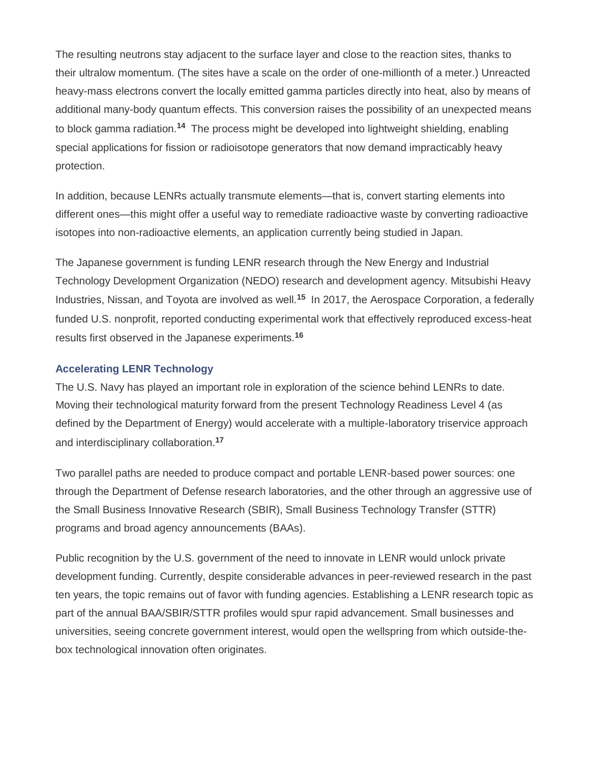The resulting neutrons stay adjacent to the surface layer and close to the reaction sites, thanks to their ultralow momentum. (The sites have a scale on the order of one-millionth of a meter.) Unreacted heavy-mass electrons convert the locally emitted gamma particles directly into heat, also by means of additional many-body quantum effects. This conversion raises the possibility of an unexpected means to block gamma radiation.[14] The process might be developed into lightweight shielding, enabling special applications for fission or radioisotope generators that now demand impracticably heavy protection.

In addition, because LENRs actually transmute elements—that is, convert starting elements into different ones—this might offer a useful way to remediate radioactive waste by converting radioactive isotopes into non-radioactive elements, an application currently being studied in Japan.

The Japanese government is funding LENR research through the New Energy and Industrial Technology Development Organization (NEDO) research and development agency. Mitsubishi Heavy Industries, Nissan, and Toyota are involved as well.[15] In 2017, the Aerospace Corporation, a federally funded U.S. nonprofit, reported conducting experimental work that effectively reproduced excess-heat results first observed in the Japanese experiments.[16]

### Accelerating LENR Technology

The U.S. Navy has played an important role in exploration of the science behind LENRs to date. Moving their technological maturity forward from the present Technology Readiness Level 4 (as defined by the Department of Energy) would accelerate with a multiple-laboratory triservice approach and interdisciplinary collaboration.[17]

Two parallel paths are needed to produce compact and portable LENR-based power sources: one through the Department of Defense research laboratories, and the other through an aggressive use of the Small Business Innovative Research (SBIR), Small Business Technology Transfer (STTR) programs and broad agency announcements (BAAs).

Public recognition by the U.S. government of the need to innovate in LENR would unlock private development funding. Currently, despite considerable advances in peer-reviewed research in the past ten years, the topic remains out of favor with funding agencies. Establishing a LENR research topic as part of the annual BAA/SBIR/STTR profiles would spur rapid advancement. Small businesses and universities, seeing concrete government interest, would open the wellspring from which outside-the-box technological innovation often originates.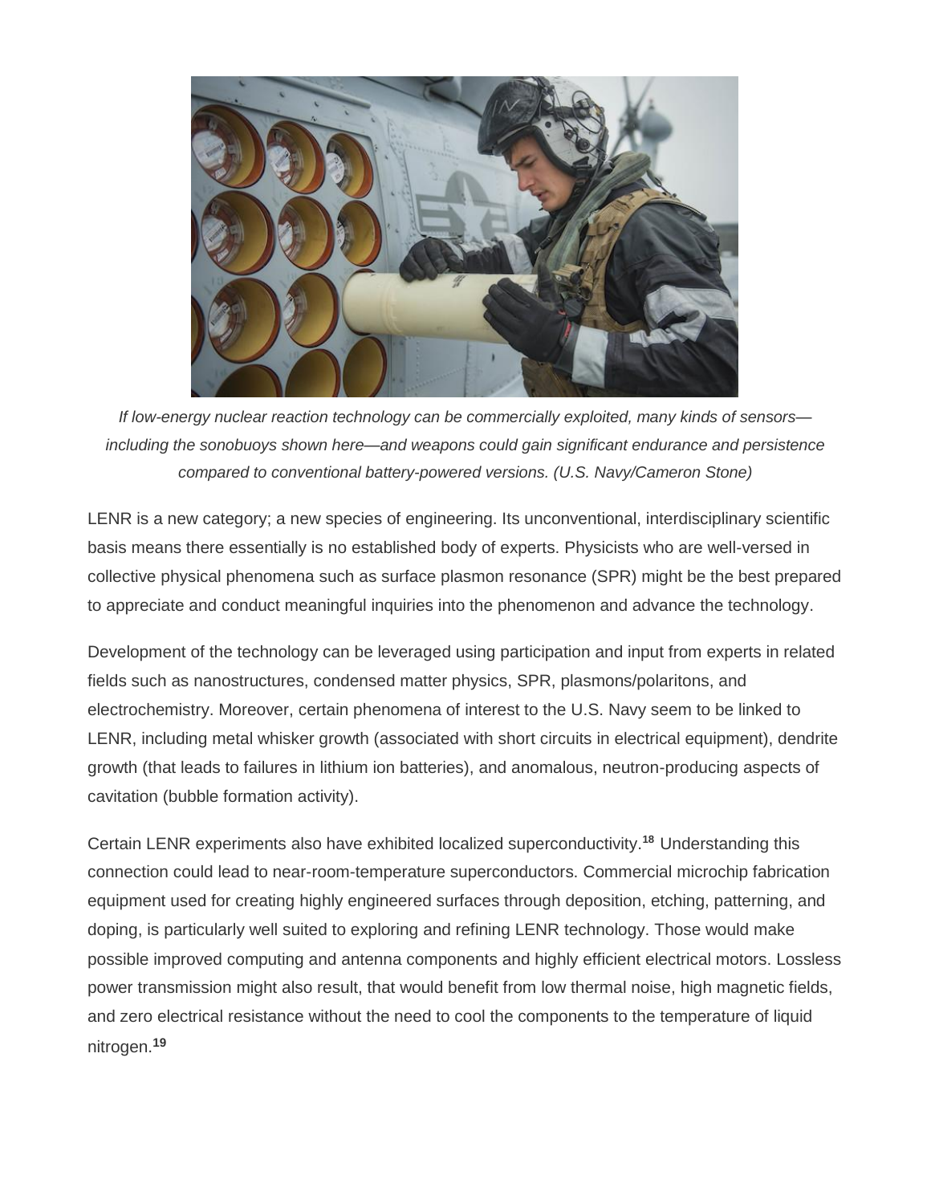*If low-energy nuclear reaction technology can be commercially exploited, many kinds of sensors—including the sonobuoys shown here—and weapons could gain significant endurance and persistence compared to conventional battery-powered versions. (U.S. Navy/Cameron Stone)*

LENR is a new category; a new species of engineering. Its unconventional, interdisciplinary scientific basis means there essentially is no established body of experts. Physicists who are well-versed in collective physical phenomena such as surface plasmon resonance (SPR) might be the best prepared to appreciate and conduct meaningful inquiries into the phenomenon and advance the technology.

Development of the technology can be leveraged using participation and input from experts in related fields such as nanostructures, condensed matter physics, SPR, plasmons/polaritons, and electrochemistry. Moreover, certain phenomena of interest to the U.S. Navy seem to be linked to LENR, including metal whisker growth (associated with short circuits in electrical equipment), dendrite growth (that leads to failures in lithium ion batteries), and anomalous, neutron-producing aspects of cavitation (bubble formation activity).

Certain LENR experiments also have exhibited localized superconductivity.[18] Understanding this connection could lead to near-room-temperature superconductors. Commercial microchip fabrication equipment used for creating highly engineered surfaces through deposition, etching, patterning, and doping, is particularly well suited to exploring and refining LENR technology. Those would make possible improved computing and antenna components and highly efficient electrical motors. Lossless power transmission might also result, that would benefit from low thermal noise, high magnetic fields, and zero electrical resistance without the need to cool the components to the temperature of liquid nitrogen.[19]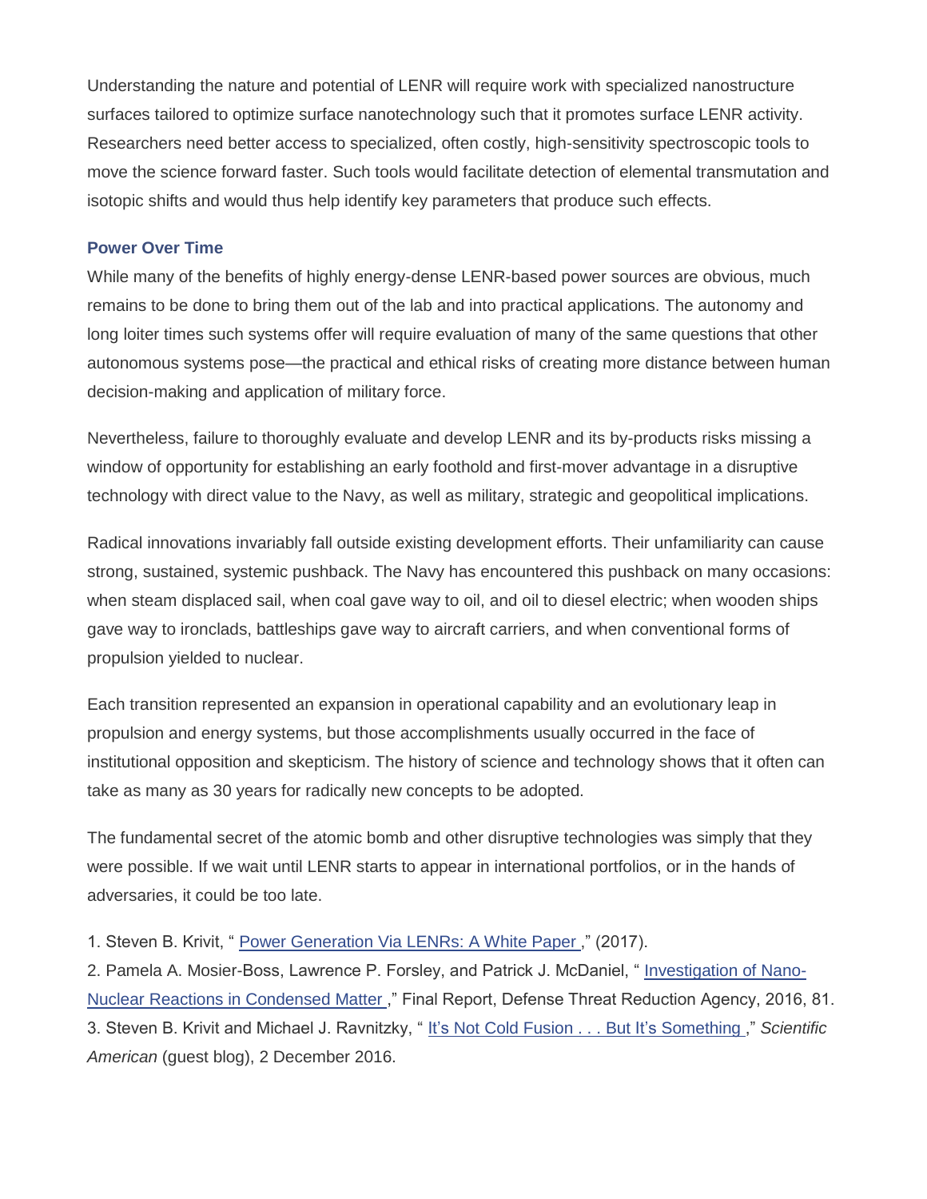Understanding the nature and potential of LENR will require work with specialized nanostructure surfaces tailored to optimize surface nanotechnology such that it promotes surface LENR activity. Researchers need better access to specialized, often costly, high-sensitivity spectroscopic tools to move the science forward faster. Such tools would facilitate detection of elemental transmutation and isotopic shifts and would thus help identify key parameters that produce such effects.

### Power Over Time

While many of the benefits of highly energy-dense LENR-based power sources are obvious, much remains to be done to bring them out of the lab and into practical applications. The autonomy and long loiter times such systems offer will require evaluation of many of the same questions that other autonomous systems pose—the practical and ethical risks of creating more distance between human decision-making and application of military force.

Nevertheless, failure to thoroughly evaluate and develop LENR and its by-products risks missing a window of opportunity for establishing an early foothold and first-mover advantage in a disruptive technology with direct value to the Navy, as well as military, strategic and geopolitical implications.

Radical innovations invariably fall outside existing development efforts. Their unfamiliarity can cause strong, sustained, systemic pushback. The Navy has encountered this pushback on many occasions: when steam displaced sail, when coal gave way to oil, and oil to diesel electric; when wooden ships gave way to ironclads, battleships gave way to aircraft carriers, and when conventional forms of propulsion yielded to nuclear.

Each transition represented an expansion in operational capability and an evolutionary leap in propulsion and energy systems, but those accomplishments usually occurred in the face of institutional opposition and skepticism. The history of science and technology shows that it often can take as many as 30 years for radically new concepts to be adopted.

The fundamental secret of the atomic bomb and other disruptive technologies was simply that they were possible. If we wait until LENR starts to appear in international portfolios, or in the hands of adversaries, it could be too late.

1. Steven B. Krivit, " Power Generation Via LENRs: A White Paper ," (2017).
2. Pamela A. Mosier-Boss, Lawrence P. Forsley, and Patrick J. McDaniel, " Investigation of Nano-Nuclear Reactions in Condensed Matter ," Final Report, Defense Threat Reduction Agency, 2016, 81.
3. Steven B. Krivit and Michael J. Ravnitzky, " It's Not Cold Fusion . . . But It's Something ," *Scientific American* (guest blog), 2 December 2016.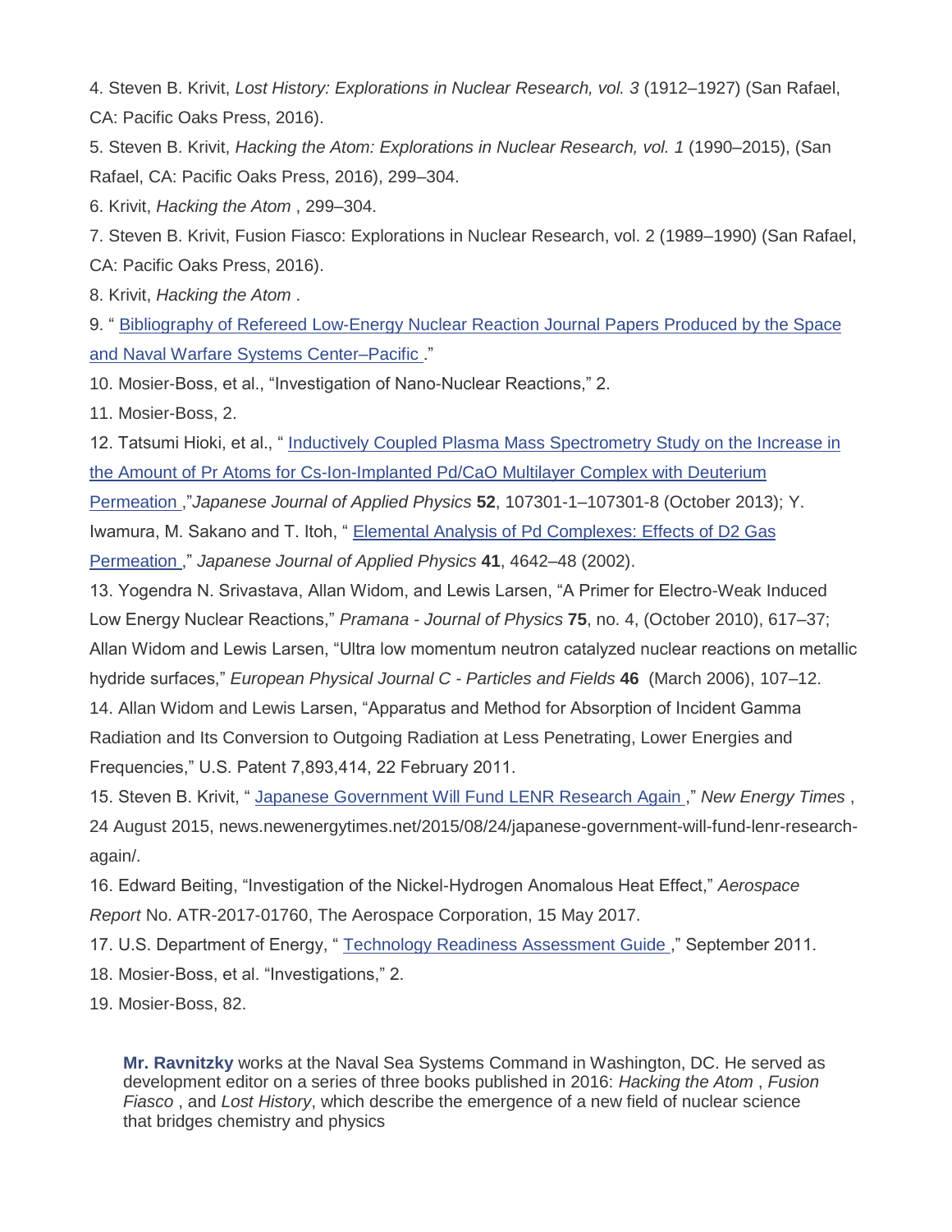4. Steven B. Krivit, *Lost History: Explorations in Nuclear Research, vol. 3* (1912–1927) (San Rafael, CA: Pacific Oaks Press, 2016).

5. Steven B. Krivit, *Hacking the Atom: Explorations in Nuclear Research, vol. 1* (1990–2015), (San Rafael, CA: Pacific Oaks Press, 2016), 299–304.

6. Krivit, *Hacking the Atom* , 299–304.

7. Steven B. Krivit, Fusion Fiasco: Explorations in Nuclear Research, vol. 2 (1989–1990) (San Rafael, CA: Pacific Oaks Press, 2016).

8. Krivit, *Hacking the Atom* .

9. " Bibliography of Refereed Low-Energy Nuclear Reaction Journal Papers Produced by the Space and Naval Warfare Systems Center–Pacific ."

10. Mosier-Boss, et al., "Investigation of Nano-Nuclear Reactions," 2.

11. Mosier-Boss, 2.

12. Tatsumi Hioki, et al., " Inductively Coupled Plasma Mass Spectrometry Study on the Increase in the Amount of Pr Atoms for Cs-Ion-Implanted Pd/CaO Multilayer Complex with Deuterium Permeation ,"*Japanese Journal of Applied Physics* **52**, 107301-1–107301-8 (October 2013); Y. Iwamura, M. Sakano and T. Itoh, " Elemental Analysis of Pd Complexes: Effects of D2 Gas Permeation ," *Japanese Journal of Applied Physics* **41**, 4642–48 (2002).

13. Yogendra N. Srivastava, Allan Widom, and Lewis Larsen, "A Primer for Electro-Weak Induced Low Energy Nuclear Reactions," *Pramana - Journal of Physics* **75**, no. 4, (October 2010), 617–37; Allan Widom and Lewis Larsen, "Ultra low momentum neutron catalyzed nuclear reactions on metallic hydride surfaces," *European Physical Journal C - Particles and Fields* **46** (March 2006), 107–12.

14. Allan Widom and Lewis Larsen, "Apparatus and Method for Absorption of Incident Gamma Radiation and Its Conversion to Outgoing Radiation at Less Penetrating, Lower Energies and Frequencies," U.S. Patent 7,893,414, 22 February 2011.

15. Steven B. Krivit, " Japanese Government Will Fund LENR Research Again ," *New Energy Times* , 24 August 2015, news.newenergytimes.net/2015/08/24/japanese-government-will-fund-lenr-research-again/.

16. Edward Beiting, "Investigation of the Nickel-Hydrogen Anomalous Heat Effect," *Aerospace Report* No. ATR-2017-01760, The Aerospace Corporation, 15 May 2017.

17. U.S. Department of Energy, " Technology Readiness Assessment Guide ," September 2011.

18. Mosier-Boss, et al. "Investigations," 2.

19. Mosier-Boss, 82.

**Mr. Ravnitzky** works at the Naval Sea Systems Command in Washington, DC. He served as development editor on a series of three books published in 2016: *Hacking the Atom* , *Fusion Fiasco* , and *Lost History*, which describe the emergence of a new field of nuclear science that bridges chemistry and physics